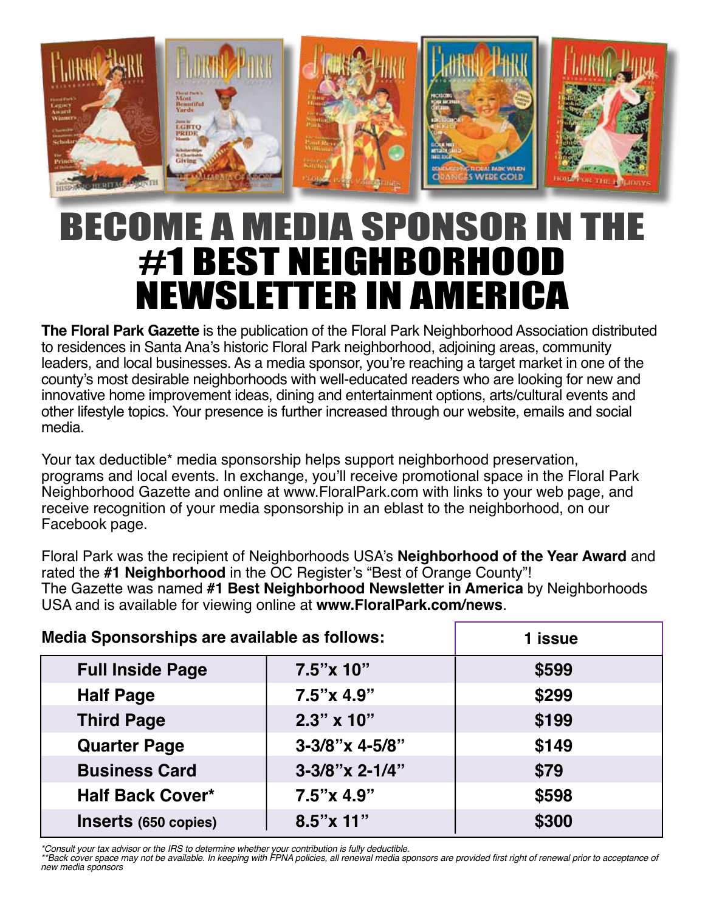# BECOME A MEDIA SPONSOR IN THE #1 BEST NEIGHBORHOOD NEWSLETTER IN AMERICA

**The Floral Park Gazette** is the publication of the Floral Park Neighborhood Association distributed to residences in Santa Ana's historic Floral Park neighborhood, adjoining areas, community leaders, and local businesses. As a media sponsor, you're reaching a target market in one of the county's most desirable neighborhoods with well-educated readers who are looking for new and innovative home improvement ideas, dining and entertainment options, arts/cultural events and other lifestyle topics. Your presence is further increased through our website, emails and social media.

Your tax deductible* media sponsorship helps support neighborhood preservation, programs and local events. In exchange, you'll receive promotional space in the Floral Park Neighborhood Gazette and online at www.FloralPark.com with links to your web page, and receive recognition of your media sponsorship in an eblast to the neighborhood, on our Facebook page.

Floral Park was the recipient of Neighborhoods USA's **Neighborhood of the Year Award** and rated the **#1 Neighborhood** in the OC Register's "Best of Orange County"!
The Gazette was named **#1 Best Neighborhood Newsletter in America** by Neighborhoods USA and is available for viewing online at **www.FloralPark.com/news**.

**Media Sponsorships are available as follows:**

| | | 1 issue |
|---|---|---|
| **Full Inside Page** | **7.5"x 10"** | **$599** |
| **Half Page** | **7.5"x 4.9"** | **$299** |
| **Third Page** | **2.3" x 10"** | **$199** |
| **Quarter Page** | **3-3/8"x 4-5/8"** | **$149** |
| **Business Card** | **3-3/8"x 2-1/4"** | **$79** |
| **Half Back Cover*** | **7.5"x 4.9"** | **$598** |
| **Inserts (650 copies)** | **8.5"x 11"** | **$300** |

*\*Consult your tax advisor or the IRS to determine whether your contribution is fully deductible.*
*\*\*Back cover space may not be available. In keeping with FPNA policies, all renewal media sponsors are provided first right of renewal prior to acceptance of new media sponsors*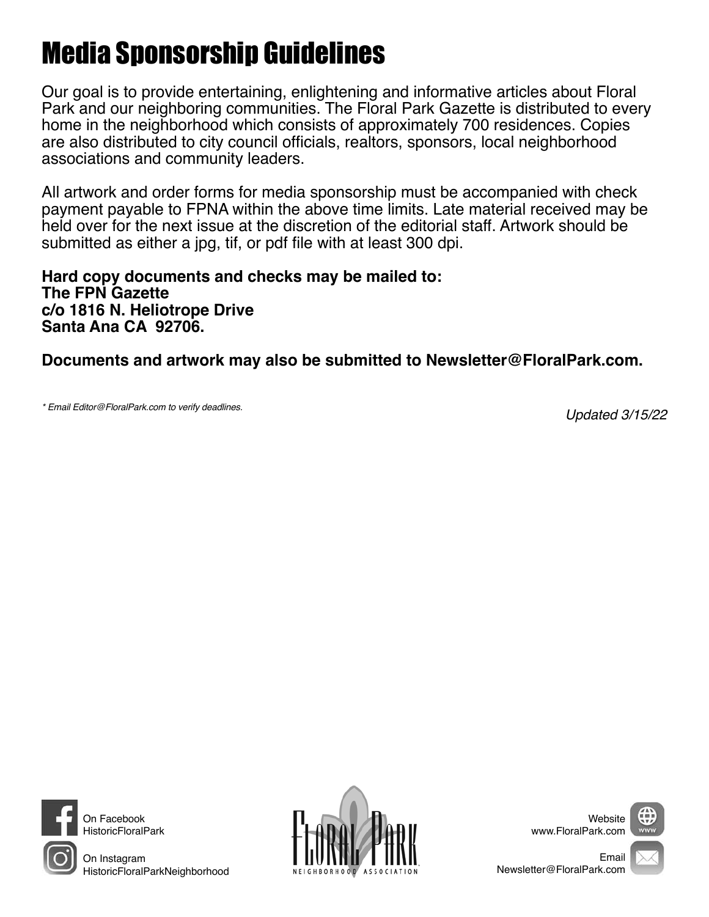# Media Sponsorship Guidelines

Our goal is to provide entertaining, enlightening and informative articles about Floral Park and our neighboring communities. The Floral Park Gazette is distributed to every home in the neighborhood which consists of approximately 700 residences. Copies are also distributed to city council officials, realtors, sponsors, local neighborhood associations and community leaders.

All artwork and order forms for media sponsorship must be accompanied with check payment payable to FPNA within the above time limits. Late material received may be held over for the next issue at the discretion of the editorial staff. Artwork should be submitted as either a jpg, tif, or pdf file with at least 300 dpi.

**Hard copy documents and checks may be mailed to:**
**The FPN Gazette**
**c/o 1816 N. Heliotrope Drive**
**Santa Ana CA 92706.**

**Documents and artwork may also be submitted to Newsletter@FloralPark.com.**

*\* Email Editor@FloralPark.com to verify deadlines.*

*Updated 3/15/22*

On Facebook
HistoricFloralPark

On Instagram
HistoricFloralParkNeighborhood

Floral Park Neighborhood Association

Website
www.FloralPark.com

Email
Newsletter@FloralPark.com